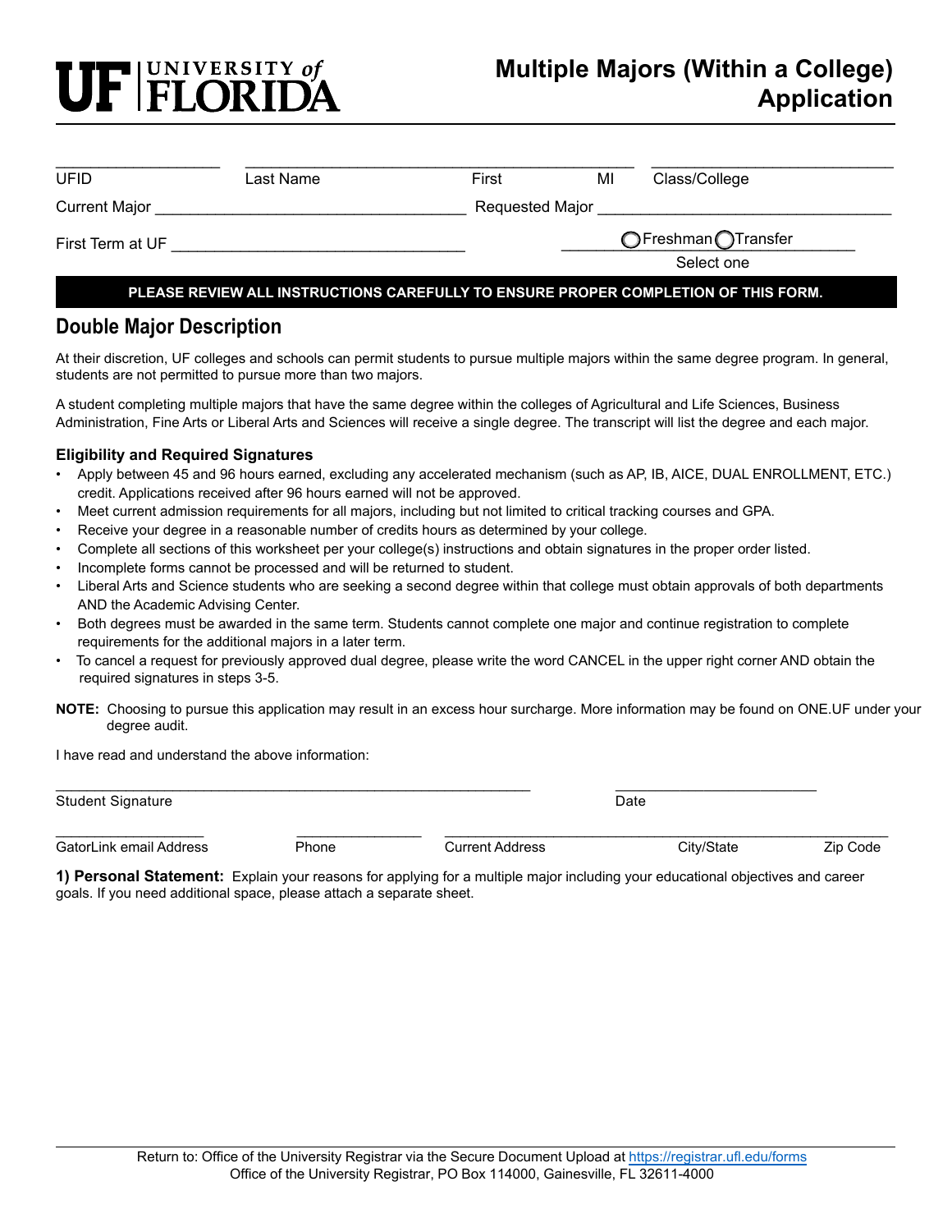UF | UNIVERSITY of FLORIDA

# Multiple Majors (Within a College) Application

| ___________________ | ______________________________ | | | ______________________ |
|---|---|---|---|---|
| UFID | Last Name | First | MI | Class/College |

Current Major ______________________________ Requested Major ______________________________

First Term at UF ______________________________ ○ Freshman ○ Transfer (Select one)

**PLEASE REVIEW ALL INSTRUCTIONS CAREFULLY TO ENSURE PROPER COMPLETION OF THIS FORM.**

## Double Major Description

At their discretion, UF colleges and schools can permit students to pursue multiple majors within the same degree program. In general, students are not permitted to pursue more than two majors.

A student completing multiple majors that have the same degree within the colleges of Agricultural and Life Sciences, Business Administration, Fine Arts or Liberal Arts and Sciences will receive a single degree. The transcript will list the degree and each major.

### Eligibility and Required Signatures

- Apply between 45 and 96 hours earned, excluding any accelerated mechanism (such as AP, IB, AICE, DUAL ENROLLMENT, ETC.) credit. Applications received after 96 hours earned will not be approved.
- Meet current admission requirements for all majors, including but not limited to critical tracking courses and GPA.
- Receive your degree in a reasonable number of credits hours as determined by your college.
- Complete all sections of this worksheet per your college(s) instructions and obtain signatures in the proper order listed.
- Incomplete forms cannot be processed and will be returned to student.
- Liberal Arts and Science students who are seeking a second degree within that college must obtain approvals of both departments AND the Academic Advising Center.
- Both degrees must be awarded in the same term. Students cannot complete one major and continue registration to complete requirements for the additional majors in a later term.
- To cancel a request for previously approved dual degree, please write the word CANCEL in the upper right corner AND obtain the required signatures in steps 3-5.

**NOTE:** Choosing to pursue this application may result in an excess hour surcharge. More information may be found on ONE.UF under your degree audit.

I have read and understand the above information:

______________________________________________ ______________________

Student Signature Date

________________ ______________ ______________________________________________

GatorLink email Address Phone Current Address City/State Zip Code

**1) Personal Statement:** Explain your reasons for applying for a multiple major including your educational objectives and career goals. If you need additional space, please attach a separate sheet.

Return to: Office of the University Registrar via the Secure Document Upload at https://registrar.ufl.edu/forms
Office of the University Registrar, PO Box 114000, Gainesville, FL 32611-4000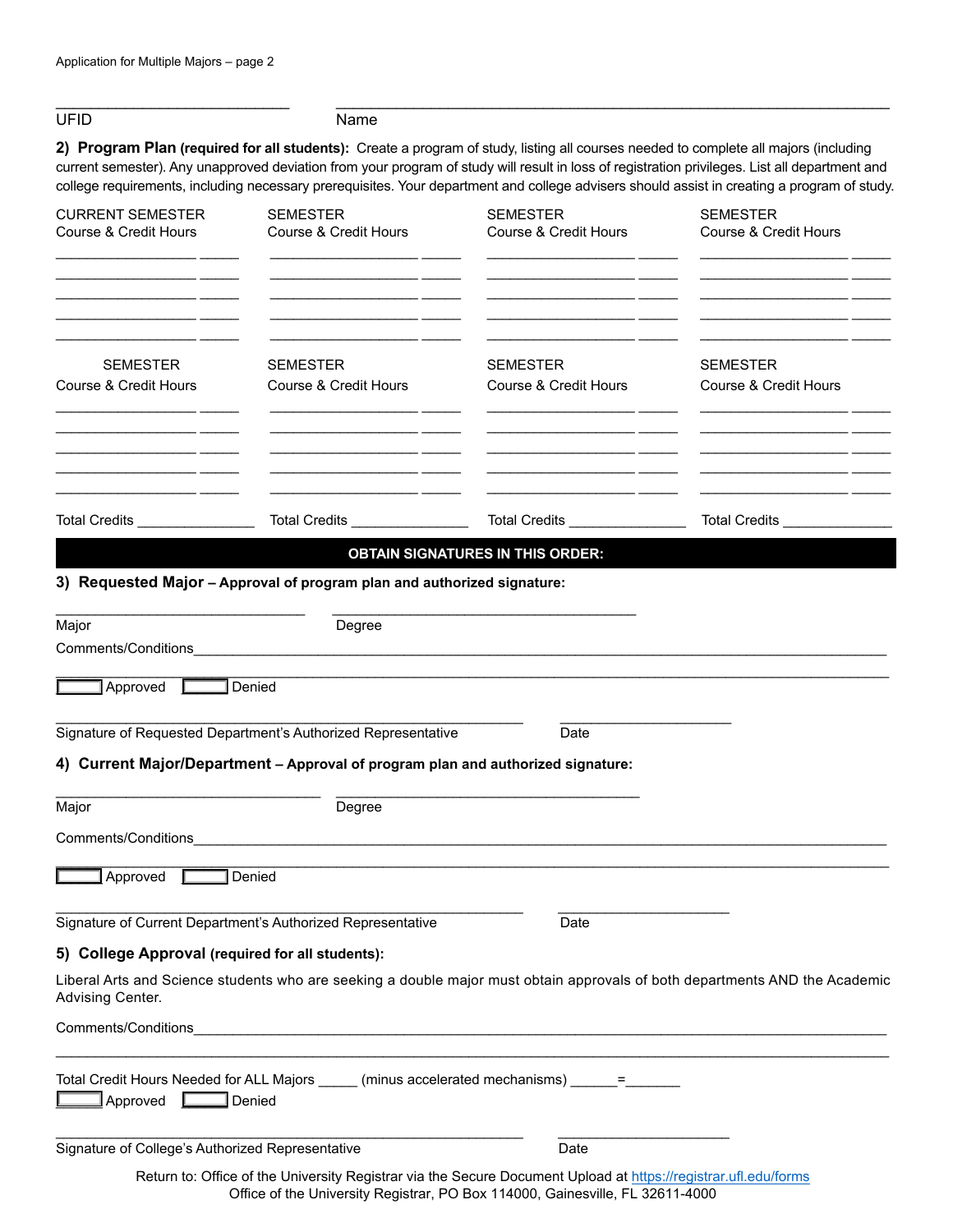\_\_\_\_\_\_\_\_\_\_\_\_\_\_\_\_\_\_\_\_\_\_\_\_\_\_\_\_ UFID

\_\_\_\_\_\_\_\_\_\_\_\_\_\_\_\_\_\_\_\_\_\_\_\_\_\_\_\_\_\_\_\_\_\_\_\_\_\_\_\_\_\_\_\_\_\_\_\_\_\_\_\_ Name

**2) Program Plan (required for all students):** Create a program of study, listing all courses needed to complete all majors (including current semester). Any unapproved deviation from your program of study will result in loss of registration privileges. List all department and college requirements, including necessary prerequisites. Your department and college advisers should assist in creating a program of study.

| CURRENT SEMESTER<br>Course & Credit Hours | SEMESTER<br>Course & Credit Hours | SEMESTER<br>Course & Credit Hours | SEMESTER<br>Course & Credit Hours |
|---|---|---|---|
| | | | |
| | | | |
| | | | |
| | | | |
| | | | |
| **SEMESTER**<br>Course & Credit Hours | **SEMESTER**<br>Course & Credit Hours | **SEMESTER**<br>Course & Credit Hours | **SEMESTER**<br>Course & Credit Hours |
| | | | |
| | | | |
| | | | |
| | | | |
| | | | |
| Total Credits \_\_\_\_\_\_\_\_\_\_ | Total Credits \_\_\_\_\_\_\_\_\_\_ | Total Credits \_\_\_\_\_\_\_\_\_\_ | Total Credits \_\_\_\_\_\_\_\_\_\_ |

**OBTAIN SIGNATURES IN THIS ORDER:**

**3) Requested Major – Approval of program plan and authorized signature:**

\_\_\_\_\_\_\_\_\_\_\_\_\_\_\_\_\_\_\_\_\_\_\_\_ Major

\_\_\_\_\_\_\_\_\_\_\_\_\_\_\_\_\_\_\_\_\_\_\_\_\_\_\_\_\_\_ Degree

Comments/Conditions\_\_\_\_\_\_\_\_\_\_\_\_\_\_\_\_\_\_\_\_\_\_\_\_\_\_\_\_\_\_\_\_\_\_\_\_\_\_\_\_\_\_\_\_\_\_\_\_\_\_\_\_\_\_\_\_\_\_\_\_\_\_\_\_\_\_\_\_\_\_

\_\_\_\_\_\_\_\_\_\_\_\_\_\_\_\_\_\_\_\_\_\_\_\_\_\_\_\_\_\_\_\_\_\_\_\_\_\_\_\_\_\_\_\_\_\_\_\_\_\_\_\_\_\_\_\_\_\_\_\_\_\_\_\_\_\_\_\_\_\_\_\_\_\_\_\_\_\_\_\_\_\_\_\_\_\_\_\_

☐ Approved ☐ Denied

\_\_\_\_\_\_\_\_\_\_\_\_\_\_\_\_\_\_\_\_\_\_\_\_\_\_\_\_\_\_\_\_\_\_\_\_\_\_\_\_\_\_\_\_ Signature of Requested Department's Authorized Representative

\_\_\_\_\_\_\_\_\_\_\_\_\_\_\_\_\_\_ Date

**4) Current Major/Department – Approval of program plan and authorized signature:**

\_\_\_\_\_\_\_\_\_\_\_\_\_\_\_\_\_\_\_\_\_\_\_\_ Major

\_\_\_\_\_\_\_\_\_\_\_\_\_\_\_\_\_\_\_\_\_\_\_\_\_\_\_\_\_\_ Degree

Comments/Conditions\_\_\_\_\_\_\_\_\_\_\_\_\_\_\_\_\_\_\_\_\_\_\_\_\_\_\_\_\_\_\_\_\_\_\_\_\_\_\_\_\_\_\_\_\_\_\_\_\_\_\_\_\_\_\_\_\_\_\_\_\_\_\_\_\_\_\_\_\_\_

\_\_\_\_\_\_\_\_\_\_\_\_\_\_\_\_\_\_\_\_\_\_\_\_\_\_\_\_\_\_\_\_\_\_\_\_\_\_\_\_\_\_\_\_\_\_\_\_\_\_\_\_\_\_\_\_\_\_\_\_\_\_\_\_\_\_\_\_\_\_\_\_\_\_\_\_\_\_\_\_\_\_\_\_\_\_\_\_

☐ Approved ☐ Denied

\_\_\_\_\_\_\_\_\_\_\_\_\_\_\_\_\_\_\_\_\_\_\_\_\_\_\_\_\_\_\_\_\_\_\_\_\_\_\_\_\_\_\_\_ Signature of Current Department's Authorized Representative

\_\_\_\_\_\_\_\_\_\_\_\_\_\_\_\_\_\_ Date

**5) College Approval (required for all students):**

Liberal Arts and Science students who are seeking a double major must obtain approvals of both departments AND the Academic Advising Center.

Comments/Conditions\_\_\_\_\_\_\_\_\_\_\_\_\_\_\_\_\_\_\_\_\_\_\_\_\_\_\_\_\_\_\_\_\_\_\_\_\_\_\_\_\_\_\_\_\_\_\_\_\_\_\_\_\_\_\_\_\_\_\_\_\_\_\_\_\_\_\_\_\_\_

\_\_\_\_\_\_\_\_\_\_\_\_\_\_\_\_\_\_\_\_\_\_\_\_\_\_\_\_\_\_\_\_\_\_\_\_\_\_\_\_\_\_\_\_\_\_\_\_\_\_\_\_\_\_\_\_\_\_\_\_\_\_\_\_\_\_\_\_\_\_\_\_\_\_\_\_\_\_\_\_\_\_\_\_\_\_\_\_

Total Credit Hours Needed for ALL Majors \_\_\_\_\_ (minus accelerated mechanisms) \_\_\_\_\_\_=\_\_\_\_\_\_\_

☐ Approved ☐ Denied

\_\_\_\_\_\_\_\_\_\_\_\_\_\_\_\_\_\_\_\_\_\_\_\_\_\_\_\_\_\_\_\_\_\_\_\_\_\_\_\_\_\_\_\_ Signature of College's Authorized Representative

\_\_\_\_\_\_\_\_\_\_\_\_\_\_\_\_\_\_ Date

Return to: Office of the University Registrar via the Secure Document Upload at https://registrar.ufl.edu/forms
Office of the University Registrar, PO Box 114000, Gainesville, FL 32611-4000